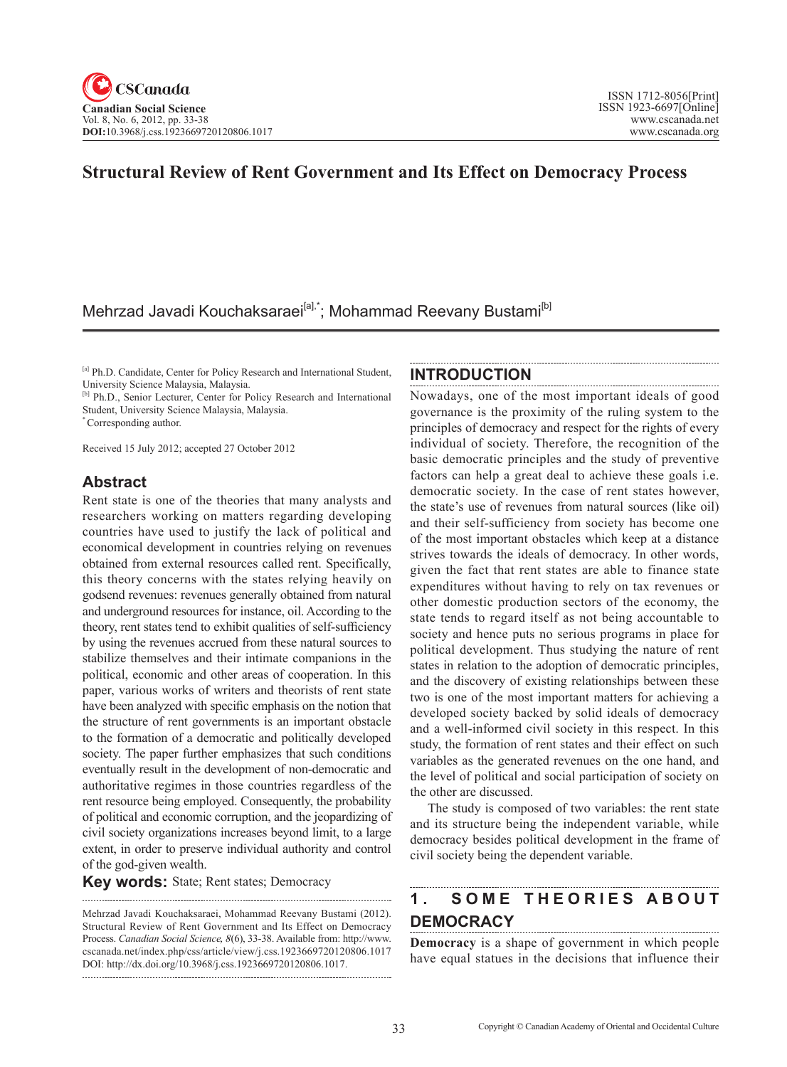# Structural Review of Rent Government and Its Effect on Democracy Process

Mehrzad Javadi Kouchaksaraei[a],*; Mohammad Reevany Bustami[b]

[a] Ph.D. Candidate, Center for Policy Research and International Student, University Science Malaysia, Malaysia.
[b] Ph.D., Senior Lecturer, Center for Policy Research and International Student, University Science Malaysia, Malaysia.
* Corresponding author.

Received 15 July 2012; accepted 27 October 2012

## Abstract

Rent state is one of the theories that many analysts and researchers working on matters regarding developing countries have used to justify the lack of political and economical development in countries relying on revenues obtained from external resources called rent. Specifically, this theory concerns with the states relying heavily on godsend revenues: revenues generally obtained from natural and underground resources for instance, oil. According to the theory, rent states tend to exhibit qualities of self-sufficiency by using the revenues accrued from these natural sources to stabilize themselves and their intimate companions in the political, economic and other areas of cooperation. In this paper, various works of writers and theorists of rent state have been analyzed with specific emphasis on the notion that the structure of rent governments is an important obstacle to the formation of a democratic and politically developed society. The paper further emphasizes that such conditions eventually result in the development of non-democratic and authoritative regimes in those countries regardless of the rent resource being employed. Consequently, the probability of political and economic corruption, and the jeopardizing of civil society organizations increases beyond limit, to a large extent, in order to preserve individual authority and control of the god-given wealth.

**Key words:** State; Rent states; Democracy

Mehrzad Javadi Kouchaksaraei, Mohammad Reevany Bustami (2012). Structural Review of Rent Government and Its Effect on Democracy Process. *Canadian Social Science, 8*(6), 33-38. Available from: http://www.cscanada.net/index.php/css/article/view/j.css.1923669720120806.1017 DOI: http://dx.doi.org/10.3968/j.css.1923669720120806.1017.

## INTRODUCTION

Nowadays, one of the most important ideals of good governance is the proximity of the ruling system to the principles of democracy and respect for the rights of every individual of society. Therefore, the recognition of the basic democratic principles and the study of preventive factors can help a great deal to achieve these goals i.e. democratic society. In the case of rent states however, the state's use of revenues from natural sources (like oil) and their self-sufficiency from society has become one of the most important obstacles which keep at a distance strives towards the ideals of democracy. In other words, given the fact that rent states are able to finance state expenditures without having to rely on tax revenues or other domestic production sectors of the economy, the state tends to regard itself as not being accountable to society and hence puts no serious programs in place for political development. Thus studying the nature of rent states in relation to the adoption of democratic principles, and the discovery of existing relationships between these two is one of the most important matters for achieving a developed society backed by solid ideals of democracy and a well-informed civil society in this respect. In this study, the formation of rent states and their effect on such variables as the generated revenues on the one hand, and the level of political and social participation of society on the other are discussed.

The study is composed of two variables: the rent state and its structure being the independent variable, while democracy besides political development in the frame of civil society being the dependent variable.

## 1. SOME THEORIES ABOUT DEMOCRACY

**Democracy** is a shape of government in which people have equal statues in the decisions that influence their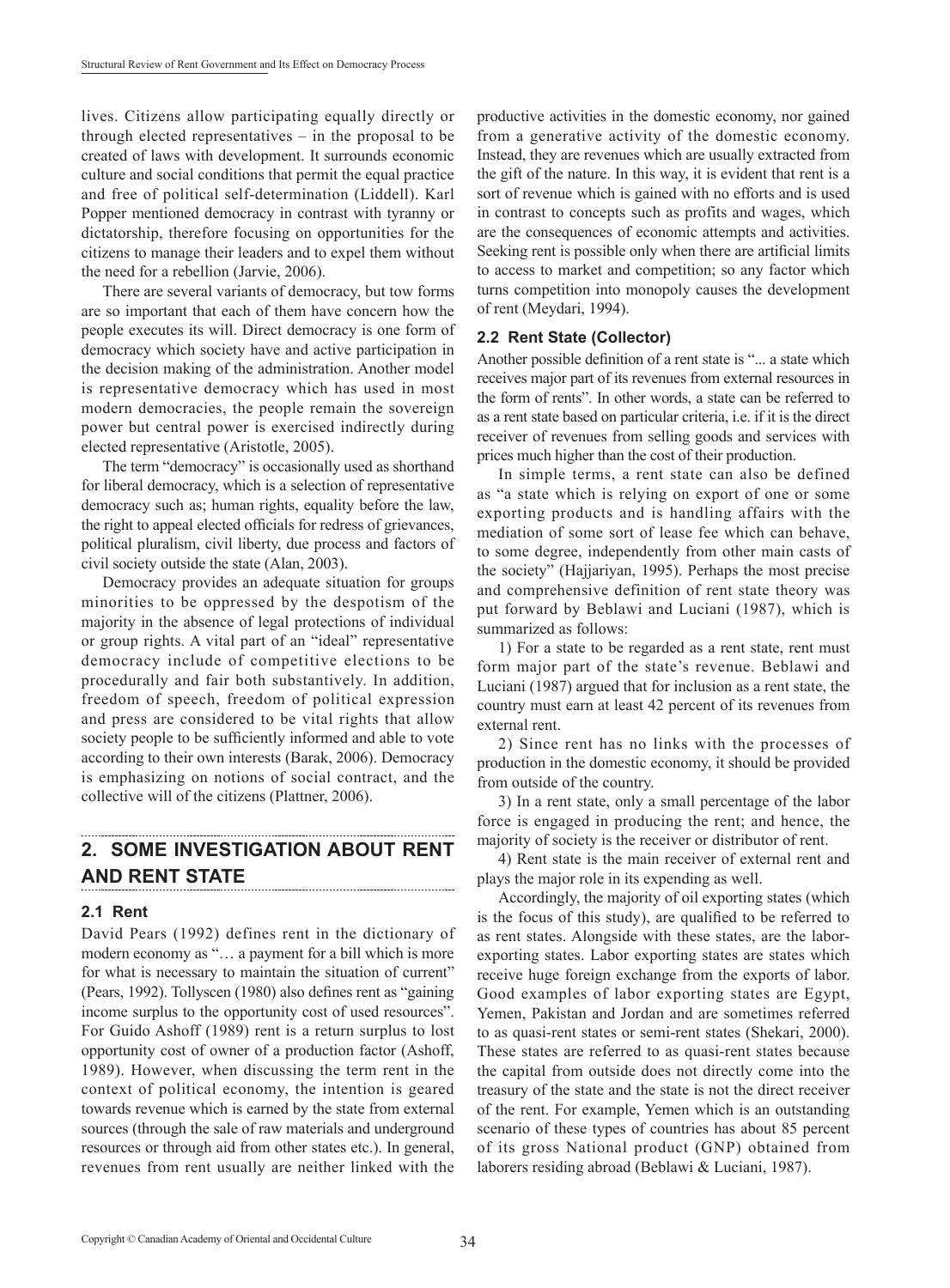lives. Citizens allow participating equally directly or through elected representatives – in the proposal to be created of laws with development. It surrounds economic culture and social conditions that permit the equal practice and free of political self-determination (Liddell). Karl Popper mentioned democracy in contrast with tyranny or dictatorship, therefore focusing on opportunities for the citizens to manage their leaders and to expel them without the need for a rebellion (Jarvie, 2006).

There are several variants of democracy, but tow forms are so important that each of them have concern how the people executes its will. Direct democracy is one form of democracy which society have and active participation in the decision making of the administration. Another model is representative democracy which has used in most modern democracies, the people remain the sovereign power but central power is exercised indirectly during elected representative (Aristotle, 2005).

The term "democracy" is occasionally used as shorthand for liberal democracy, which is a selection of representative democracy such as; human rights, equality before the law, the right to appeal elected officials for redress of grievances, political pluralism, civil liberty, due process and factors of civil society outside the state (Alan, 2003).

Democracy provides an adequate situation for groups minorities to be oppressed by the despotism of the majority in the absence of legal protections of individual or group rights. A vital part of an "ideal" representative democracy include of competitive elections to be procedurally and fair both substantively. In addition, freedom of speech, freedom of political expression and press are considered to be vital rights that allow society people to be sufficiently informed and able to vote according to their own interests (Barak, 2006). Democracy is emphasizing on notions of social contract, and the collective will of the citizens (Plattner, 2006).

## 2. SOME INVESTIGATION ABOUT RENT AND RENT STATE

### 2.1 Rent

David Pears (1992) defines rent in the dictionary of modern economy as "… a payment for a bill which is more for what is necessary to maintain the situation of current" (Pears, 1992). Tollyscen (1980) also defines rent as "gaining income surplus to the opportunity cost of used resources". For Guido Ashoff (1989) rent is a return surplus to lost opportunity cost of owner of a production factor (Ashoff, 1989). However, when discussing the term rent in the context of political economy, the intention is geared towards revenue which is earned by the state from external sources (through the sale of raw materials and underground resources or through aid from other states etc.). In general, revenues from rent usually are neither linked with the productive activities in the domestic economy, nor gained from a generative activity of the domestic economy. Instead, they are revenues which are usually extracted from the gift of the nature. In this way, it is evident that rent is a sort of revenue which is gained with no efforts and is used in contrast to concepts such as profits and wages, which are the consequences of economic attempts and activities. Seeking rent is possible only when there are artificial limits to access to market and competition; so any factor which turns competition into monopoly causes the development of rent (Meydari, 1994).

### 2.2 Rent State (Collector)

Another possible definition of a rent state is "... a state which receives major part of its revenues from external resources in the form of rents". In other words, a state can be referred to as a rent state based on particular criteria, i.e. if it is the direct receiver of revenues from selling goods and services with prices much higher than the cost of their production.

In simple terms, a rent state can also be defined as "a state which is relying on export of one or some exporting products and is handling affairs with the mediation of some sort of lease fee which can behave, to some degree, independently from other main casts of the society" (Hajjariyan, 1995). Perhaps the most precise and comprehensive definition of rent state theory was put forward by Beblawi and Luciani (1987), which is summarized as follows:

1) For a state to be regarded as a rent state, rent must form major part of the state's revenue. Beblawi and Luciani (1987) argued that for inclusion as a rent state, the country must earn at least 42 percent of its revenues from external rent.

2) Since rent has no links with the processes of production in the domestic economy, it should be provided from outside of the country.

3) In a rent state, only a small percentage of the labor force is engaged in producing the rent; and hence, the majority of society is the receiver or distributor of rent.

4) Rent state is the main receiver of external rent and plays the major role in its expending as well.

Accordingly, the majority of oil exporting states (which is the focus of this study), are qualified to be referred to as rent states. Alongside with these states, are the labor-exporting states. Labor exporting states are states which receive huge foreign exchange from the exports of labor. Good examples of labor exporting states are Egypt, Yemen, Pakistan and Jordan and are sometimes referred to as quasi-rent states or semi-rent states (Shekari, 2000). These states are referred to as quasi-rent states because the capital from outside does not directly come into the treasury of the state and the state is not the direct receiver of the rent. For example, Yemen which is an outstanding scenario of these types of countries has about 85 percent of its gross National product (GNP) obtained from laborers residing abroad (Beblawi & Luciani, 1987).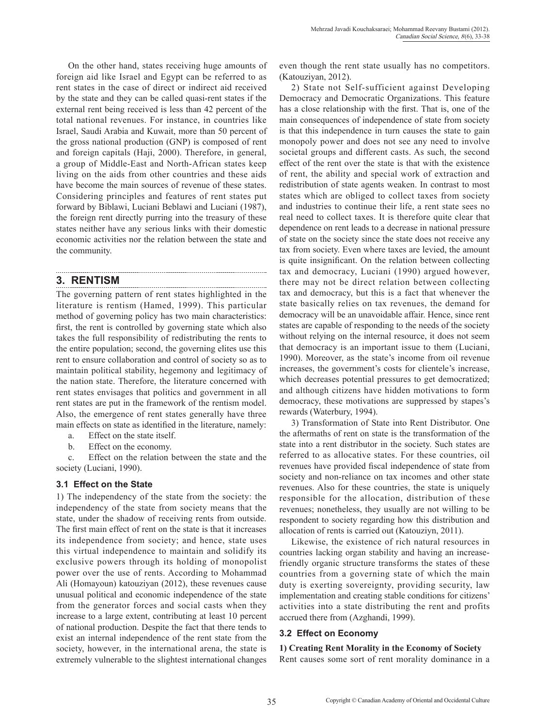On the other hand, states receiving huge amounts of foreign aid like Israel and Egypt can be referred to as rent states in the case of direct or indirect aid received by the state and they can be called quasi-rent states if the external rent being received is less than 42 percent of the total national revenues. For instance, in countries like Israel, Saudi Arabia and Kuwait, more than 50 percent of the gross national production (GNP) is composed of rent and foreign capitals (Haji, 2000). Therefore, in general, a group of Middle-East and North-African states keep living on the aids from other countries and these aids have become the main sources of revenue of these states. Considering principles and features of rent states put forward by Biblawi, Luciani Beblawi and Luciani (1987), the foreign rent directly purring into the treasury of these states neither have any serious links with their domestic economic activities nor the relation between the state and the community.

## 3. RENTISM

The governing pattern of rent states highlighted in the literature is rentism (Hamed, 1999). This particular method of governing policy has two main characteristics: first, the rent is controlled by governing state which also takes the full responsibility of redistributing the rents to the entire population; second, the governing elites use this rent to ensure collaboration and control of society so as to maintain political stability, hegemony and legitimacy of the nation state. Therefore, the literature concerned with rent states envisages that politics and government in all rent states are put in the framework of the rentism model. Also, the emergence of rent states generally have three main effects on state as identified in the literature, namely:

a. Effect on the state itself.

b. Effect on the economy.

c. Effect on the relation between the state and the society (Luciani, 1990).

### 3.1 Effect on the State

1) The independency of the state from the society: the independency of the state from society means that the state, under the shadow of receiving rents from outside. The first main effect of rent on the state is that it increases its independence from society; and hence, state uses this virtual independence to maintain and solidify its exclusive powers through its holding of monopolist power over the use of rents. According to Mohammad Ali (Homayoun) katouziyan (2012), these revenues cause unusual political and economic independence of the state from the generator forces and social casts when they increase to a large extent, contributing at least 10 percent of national production. Despite the fact that there tends to exist an internal independence of the rent state from the society, however, in the international arena, the state is extremely vulnerable to the slightest international changes even though the rent state usually has no competitors. (Katouziyan, 2012).

2) State not Self-sufficient against Developing Democracy and Democratic Organizations. This feature has a close relationship with the first. That is, one of the main consequences of independence of state from society is that this independence in turn causes the state to gain monopoly power and does not see any need to involve societal groups and different casts. As such, the second effect of the rent over the state is that with the existence of rent, the ability and special work of extraction and redistribution of state agents weaken. In contrast to most states which are obliged to collect taxes from society and industries to continue their life, a rent state sees no real need to collect taxes. It is therefore quite clear that dependence on rent leads to a decrease in national pressure of state on the society since the state does not receive any tax from society. Even where taxes are levied, the amount is quite insignificant. On the relation between collecting tax and democracy, Luciani (1990) argued however, there may not be direct relation between collecting tax and democracy, but this is a fact that whenever the state basically relies on tax revenues, the demand for democracy will be an unavoidable affair. Hence, since rent states are capable of responding to the needs of the society without relying on the internal resource, it does not seem that democracy is an important issue to them (Luciani, 1990). Moreover, as the state's income from oil revenue increases, the government's costs for clientele's increase, which decreases potential pressures to get democratized; and although citizens have hidden motivations to form democracy, these motivations are suppressed by stapes's rewards (Waterbury, 1994).

3) Transformation of State into Rent Distributor. One the aftermaths of rent on state is the transformation of the state into a rent distributor in the society. Such states are referred to as allocative states. For these countries, oil revenues have provided fiscal independence of state from society and non-reliance on tax incomes and other state revenues. Also for these countries, the state is uniquely responsible for the allocation, distribution of these revenues; nonetheless, they usually are not willing to be respondent to society regarding how this distribution and allocation of rents is carried out (Katouziyn, 2011).

Likewise, the existence of rich natural resources in countries lacking organ stability and having an increase-friendly organic structure transforms the states of these countries from a governing state of which the main duty is exerting sovereignty, providing security, law implementation and creating stable conditions for citizens' activities into a state distributing the rent and profits accrued there from (Azghandi, 1999).

### 3.2 Effect on Economy

**1) Creating Rent Morality in the Economy of Society**

Rent causes some sort of rent morality dominance in a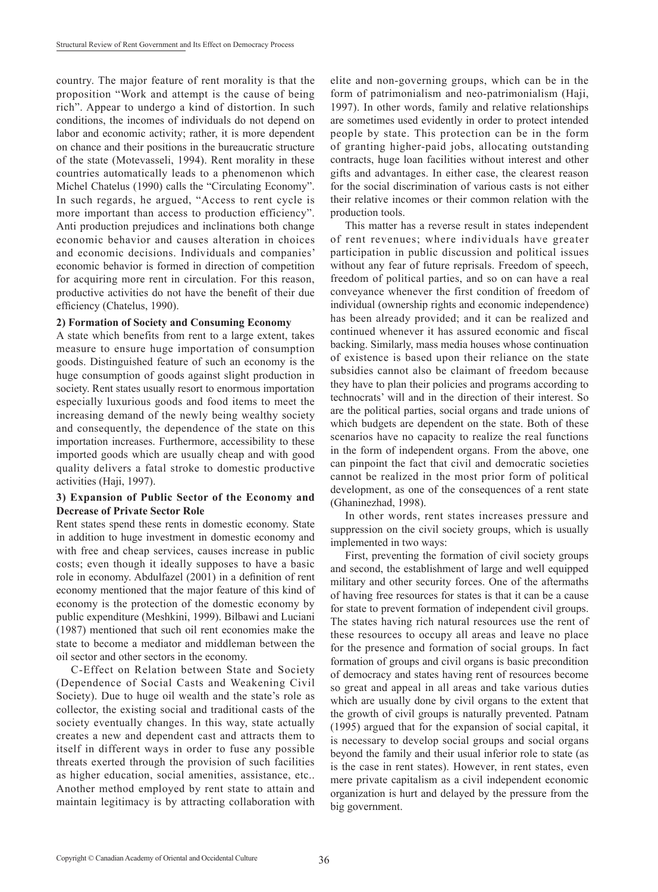country. The major feature of rent morality is that the proposition "Work and attempt is the cause of being rich". Appear to undergo a kind of distortion. In such conditions, the incomes of individuals do not depend on labor and economic activity; rather, it is more dependent on chance and their positions in the bureaucratic structure of the state (Motevasseli, 1994). Rent morality in these countries automatically leads to a phenomenon which Michel Chatelus (1990) calls the "Circulating Economy". In such regards, he argued, "Access to rent cycle is more important than access to production efficiency". Anti production prejudices and inclinations both change economic behavior and causes alteration in choices and economic decisions. Individuals and companies' economic behavior is formed in direction of competition for acquiring more rent in circulation. For this reason, productive activities do not have the benefit of their due efficiency (Chatelus, 1990).

**2) Formation of Society and Consuming Economy**

A state which benefits from rent to a large extent, takes measure to ensure huge importation of consumption goods. Distinguished feature of such an economy is the huge consumption of goods against slight production in society. Rent states usually resort to enormous importation especially luxurious goods and food items to meet the increasing demand of the newly being wealthy society and consequently, the dependence of the state on this importation increases. Furthermore, accessibility to these imported goods which are usually cheap and with good quality delivers a fatal stroke to domestic productive activities (Haji, 1997).

**3) Expansion of Public Sector of the Economy and Decrease of Private Sector Role**

Rent states spend these rents in domestic economy. State in addition to huge investment in domestic economy and with free and cheap services, causes increase in public costs; even though it ideally supposes to have a basic role in economy. Abdulfazel (2001) in a definition of rent economy mentioned that the major feature of this kind of economy is the protection of the domestic economy by public expenditure (Meshkini, 1999). Bilbawi and Luciani (1987) mentioned that such oil rent economies make the state to become a mediator and middleman between the oil sector and other sectors in the economy.

C-Effect on Relation between State and Society (Dependence of Social Casts and Weakening Civil Society). Due to huge oil wealth and the state's role as collector, the existing social and traditional casts of the society eventually changes. In this way, state actually creates a new and dependent cast and attracts them to itself in different ways in order to fuse any possible threats exerted through the provision of such facilities as higher education, social amenities, assistance, etc.. Another method employed by rent state to attain and maintain legitimacy is by attracting collaboration with elite and non-governing groups, which can be in the form of patrimonialism and neo-patrimonialism (Haji, 1997). In other words, family and relative relationships are sometimes used evidently in order to protect intended people by state. This protection can be in the form of granting higher-paid jobs, allocating outstanding contracts, huge loan facilities without interest and other gifts and advantages. In either case, the clearest reason for the social discrimination of various casts is not either their relative incomes or their common relation with the production tools.

This matter has a reverse result in states independent of rent revenues; where individuals have greater participation in public discussion and political issues without any fear of future reprisals. Freedom of speech, freedom of political parties, and so on can have a real conveyance whenever the first condition of freedom of individual (ownership rights and economic independence) has been already provided; and it can be realized and continued whenever it has assured economic and fiscal backing. Similarly, mass media houses whose continuation of existence is based upon their reliance on the state subsidies cannot also be claimant of freedom because they have to plan their policies and programs according to technocrats' will and in the direction of their interest. So are the political parties, social organs and trade unions of which budgets are dependent on the state. Both of these scenarios have no capacity to realize the real functions in the form of independent organs. From the above, one can pinpoint the fact that civil and democratic societies cannot be realized in the most prior form of political development, as one of the consequences of a rent state (Ghaninezhad, 1998).

In other words, rent states increases pressure and suppression on the civil society groups, which is usually implemented in two ways:

First, preventing the formation of civil society groups and second, the establishment of large and well equipped military and other security forces. One of the aftermaths of having free resources for states is that it can be a cause for state to prevent formation of independent civil groups. The states having rich natural resources use the rent of these resources to occupy all areas and leave no place for the presence and formation of social groups. In fact formation of groups and civil organs is basic precondition of democracy and states having rent of resources become so great and appeal in all areas and take various duties which are usually done by civil organs to the extent that the growth of civil groups is naturally prevented. Patnam (1995) argued that for the expansion of social capital, it is necessary to develop social groups and social organs beyond the family and their usual inferior role to state (as is the case in rent states). However, in rent states, even mere private capitalism as a civil independent economic organization is hurt and delayed by the pressure from the big government.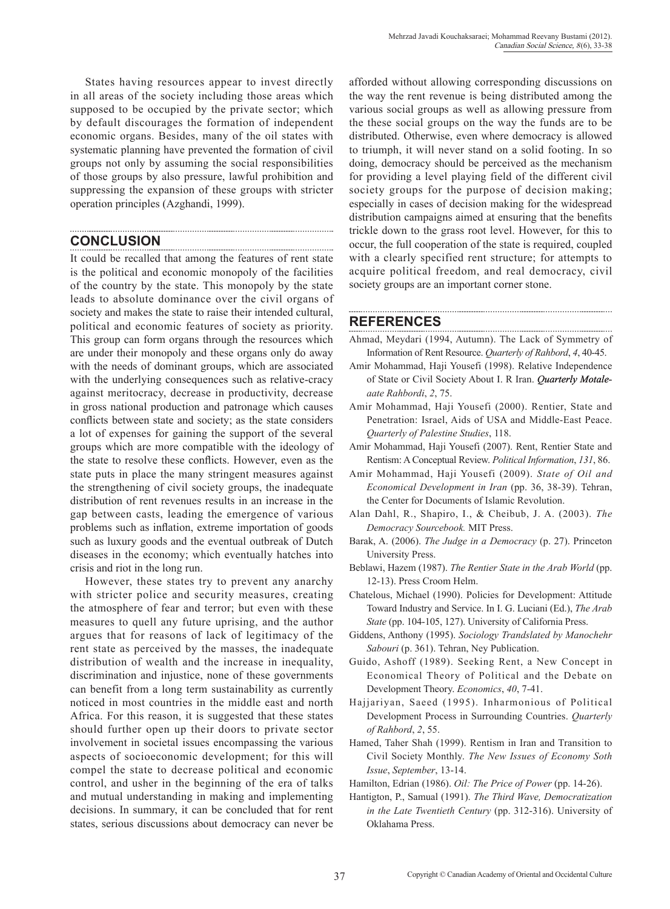States having resources appear to invest directly in all areas of the society including those areas which supposed to be occupied by the private sector; which by default discourages the formation of independent economic organs. Besides, many of the oil states with systematic planning have prevented the formation of civil groups not only by assuming the social responsibilities of those groups by also pressure, lawful prohibition and suppressing the expansion of these groups with stricter operation principles (Azghandi, 1999).

## CONCLUSION

It could be recalled that among the features of rent state is the political and economic monopoly of the facilities of the country by the state. This monopoly by the state leads to absolute dominance over the civil organs of society and makes the state to raise their intended cultural, political and economic features of society as priority. This group can form organs through the resources which are under their monopoly and these organs only do away with the needs of dominant groups, which are associated with the underlying consequences such as relative-cracy against meritocracy, decrease in productivity, decrease in gross national production and patronage which causes conflicts between state and society; as the state considers a lot of expenses for gaining the support of the several groups which are more compatible with the ideology of the state to resolve these conflicts. However, even as the state puts in place the many stringent measures against the strengthening of civil society groups, the inadequate distribution of rent revenues results in an increase in the gap between casts, leading the emergence of various problems such as inflation, extreme importation of goods such as luxury goods and the eventual outbreak of Dutch diseases in the economy; which eventually hatches into crisis and riot in the long run.

However, these states try to prevent any anarchy with stricter police and security measures, creating the atmosphere of fear and terror; but even with these measures to quell any future uprising, and the author argues that for reasons of lack of legitimacy of the rent state as perceived by the masses, the inadequate distribution of wealth and the increase in inequality, discrimination and injustice, none of these governments can benefit from a long term sustainability as currently noticed in most countries in the middle east and north Africa. For this reason, it is suggested that these states should further open up their doors to private sector involvement in societal issues encompassing the various aspects of socioeconomic development; for this will compel the state to decrease political and economic control, and usher in the beginning of the era of talks and mutual understanding in making and implementing decisions. In summary, it can be concluded that for rent states, serious discussions about democracy can never be afforded without allowing corresponding discussions on the way the rent revenue is being distributed among the various social groups as well as allowing pressure from the these social groups on the way the funds are to be distributed. Otherwise, even where democracy is allowed to triumph, it will never stand on a solid footing. In so doing, democracy should be perceived as the mechanism for providing a level playing field of the different civil society groups for the purpose of decision making; especially in cases of decision making for the widespread distribution campaigns aimed at ensuring that the benefits trickle down to the grass root level. However, for this to occur, the full cooperation of the state is required, coupled with a clearly specified rent structure; for attempts to acquire political freedom, and real democracy, civil society groups are an important corner stone.

## REFERENCES

Ahmad, Meydari (1994, Autumn). The Lack of Symmetry of Information of Rent Resource. *Quarterly of Rahbord*, *4*, 40-45.

Amir Mohammad, Haji Yousefi (1998). Relative Independence of State or Civil Society About I. R Iran. ***Quarterly Motale-aate Rahbordi***, *2*, 75.

Amir Mohammad, Haji Yousefi (2000). Rentier, State and Penetration: Israel, Aids of USA and Middle-East Peace. *Quarterly of Palestine Studies*, 118.

Amir Mohammad, Haji Yousefi (2007). Rent, Rentier State and Rentism: A Conceptual Review. *Political Information*, *131*, 86.

Amir Mohammad, Haji Yousefi (2009). *State of Oil and Economical Development in Iran* (pp. 36, 38-39). Tehran, the Center for Documents of Islamic Revolution.

Alan Dahl, R., Shapiro, I., & Cheibub, J. A. (2003). *The Democracy Sourcebook.* MIT Press.

Barak, A. (2006). *The Judge in a Democracy* (p. 27). Princeton University Press.

Beblawi, Hazem (1987). *The Rentier State in the Arab World* (pp. 12-13). Press Croom Helm.

Chatelous, Michael (1990). Policies for Development: Attitude Toward Industry and Service. In I. G. Luciani (Ed.), *The Arab State* (pp. 104-105, 127). University of California Press.

Giddens, Anthony (1995). *Sociology Trandslated by Manochehr Sabouri* (p. 361). Tehran, Ney Publication.

Guido, Ashoff (1989). Seeking Rent, a New Concept in Economical Theory of Political and the Debate on Development Theory. *Economics*, *40*, 7-41.

Hajjariyan, Saeed (1995). Inharmonious of Political Development Process in Surrounding Countries. *Quarterly of Rahbord*, *2*, 55.

Hamed, Taher Shah (1999). Rentism in Iran and Transition to Civil Society Monthly. *The New Issues of Economy Soth Issue*, *September*, 13-14.

Hamilton, Edrian (1986). *Oil: The Price of Power* (pp. 14-26).

Hantigton, P., Samual (1991). *The Third Wave, Democratization in the Late Twentieth Century* (pp. 312-316). University of Oklahama Press.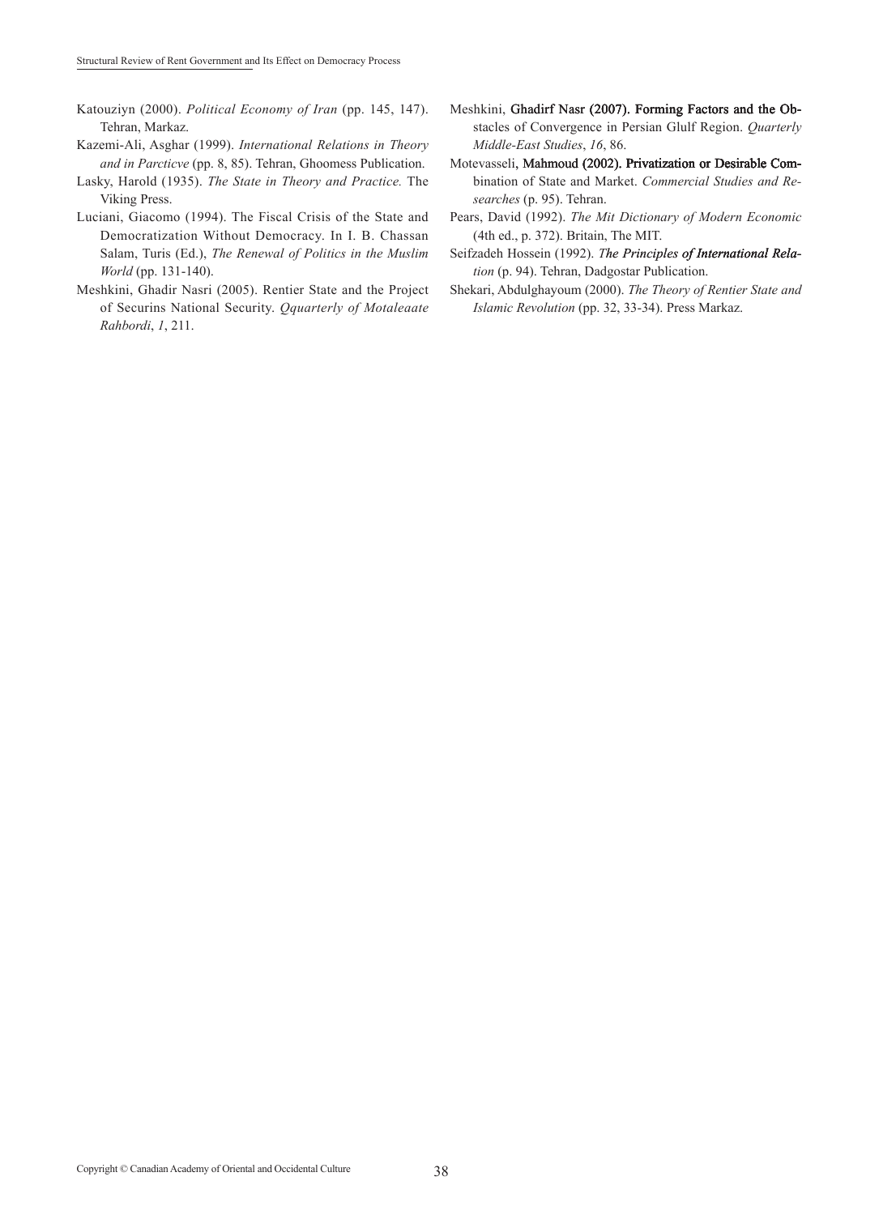Katouziyn (2000). *Political Economy of Iran* (pp. 145, 147). Tehran, Markaz.

Kazemi-Ali, Asghar (1999). *International Relations in Theory and in Parcticve* (pp. 8, 85). Tehran, Ghoomess Publication.

Lasky, Harold (1935). *The State in Theory and Practice.* The Viking Press.

Luciani, Giacomo (1994). The Fiscal Crisis of the State and Democratization Without Democracy. In I. B. Chassan Salam, Turis (Ed.), *The Renewal of Politics in the Muslim World* (pp. 131-140).

Meshkini, Ghadir Nasri (2005). Rentier State and the Project of Securins National Security. *Qquarterly of Motaleaate Rahbordi*, *1*, 211.

Meshkini, Ghadirf Nasr (2007). Forming Factors and the Obstacles of Convergence in Persian Glulf Region. *Quarterly Middle-East Studies*, *16*, 86.

Motevasseli, Mahmoud (2002). Privatization or Desirable Combination of State and Market. *Commercial Studies and Researches* (p. 95). Tehran.

Pears, David (1992). *The Mit Dictionary of Modern Economic* (4th ed., p. 372). Britain, The MIT.

Seifzadeh Hossein (1992). *The Principles of International Relation* (p. 94). Tehran, Dadgostar Publication.

Shekari, Abdulghayoum (2000). *The Theory of Rentier State and Islamic Revolution* (pp. 32, 33-34). Press Markaz.